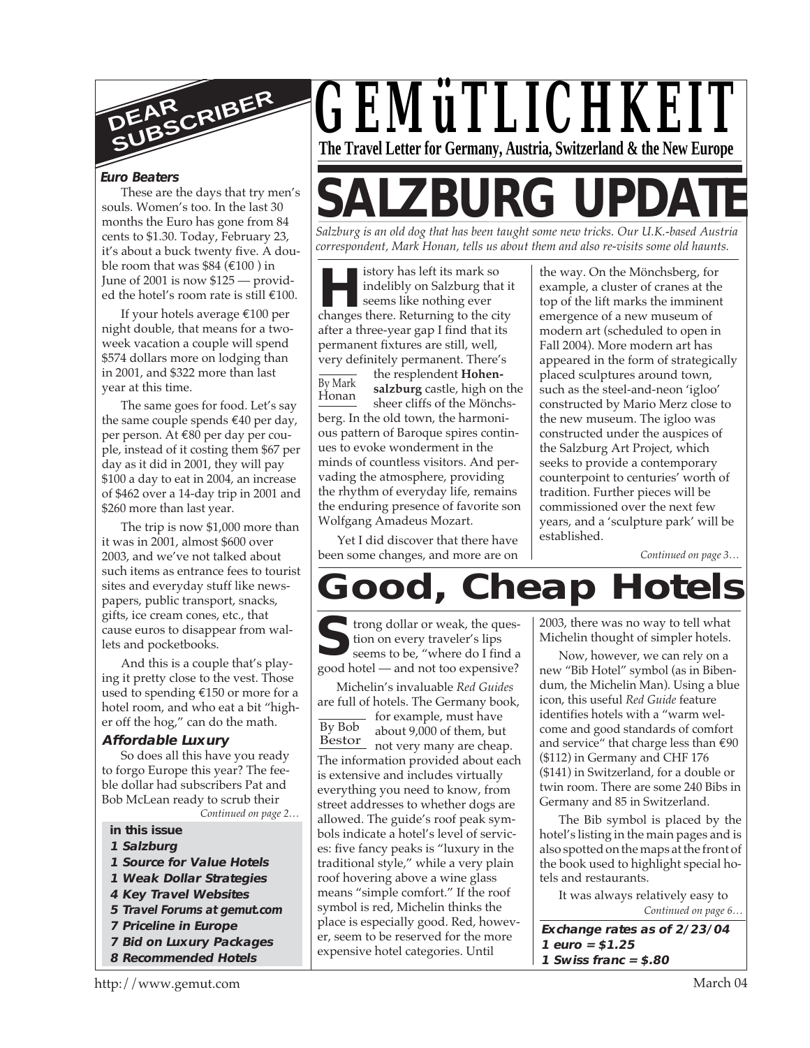# GEMüTLICHKEIT

**The Travel Letter for Germany, Austria, Switzerland & the New Europe**

## DEAR SUBSCRIBER

### Euro Beaters

These are the days that try men's souls. Women's too. In the last 30 months the Euro has gone from 84 cents to $1.30. Today, February 23, it's about a buck twenty five. A double room that was $84 (€100 ) in June of 2001 is now $125 — provided the hotel's room rate is still €100.

If your hotels average €100 per night double, that means for a two-week vacation a couple will spend $574 dollars more on lodging than in 2001, and $322 more than last year at this time.

The same goes for food. Let's say the same couple spends €40 per day, per person. At €80 per day per couple, instead of it costing them $67 per day as it did in 2001, they will pay $100 a day to eat in 2004, an increase of $462 over a 14-day trip in 2001 and $260 more than last year.

The trip is now $1,000 more than it was in 2001, almost $600 over 2003, and we've not talked about such items as entrance fees to tourist sites and everyday stuff like newspapers, public transport, snacks, gifts, ice cream cones, etc., that cause euros to disappear from wallets and pocketbooks.

And this is a couple that's playing it pretty close to the vest. Those used to spending €150 or more for a hotel room, and who eat a bit "higher off the hog," can do the math.

### Affordable Luxury

So does all this have you ready to forgo Europe this year? The feeble dollar had subscribers Pat and Bob McLean ready to scrub their

*Continued on page 2…*

**in this issue**
- **1 Salzburg**
- **1 Source for Value Hotels**
- **1 Weak Dollar Strategies**
- **4 Key Travel Websites**
- **5 Travel Forums at gemut.com**
- **7 Priceline in Europe**
- **7 Bid on Luxury Packages**
- **8 Recommended Hotels**

# SALZBURG UPDATE

*Salzburg is an old dog that has been taught some new tricks. Our U.K.-based Austria correspondent, Mark Honan, tells us about them and also re-visits some old haunts.*

By Mark Honan

History has left its mark so indelibly on Salzburg that it seems like nothing ever changes there. Returning to the city after a three-year gap I find that its permanent fixtures are still, well, very definitely permanent. There's the resplendent **Hohensalzburg** castle, high on the sheer cliffs of the Mönchsberg. In the old town, the harmonious pattern of Baroque spires continues to evoke wonderment in the minds of countless visitors. And pervading the atmosphere, providing the rhythm of everyday life, remains the enduring presence of favorite son Wolfgang Amadeus Mozart.

Yet I did discover that there have been some changes, and more are on the way. On the Mönchsberg, for example, a cluster of cranes at the top of the lift marks the imminent emergence of a new museum of modern art (scheduled to open in Fall 2004). More modern art has appeared in the form of strategically placed sculptures around town, such as the steel-and-neon 'igloo' constructed by Mario Merz close to the new museum. The igloo was constructed under the auspices of the Salzburg Art Project, which seeks to provide a contemporary counterpoint to centuries' worth of tradition. Further pieces will be commissioned over the next few years, and a 'sculpture park' will be established.

*Continued on page 3…*

# Good, Cheap Hotels

By Bob Bestor

Strong dollar or weak, the question on every traveler's lips seems to be, "where do I find a good hotel — and not too expensive?

Michelin's invaluable *Red Guides* are full of hotels. The Germany book, for example, must have about 9,000 of them, but not very many are cheap. The information provided about each is extensive and includes virtually everything you need to know, from street addresses to whether dogs are allowed. The guide's roof peak symbols indicate a hotel's level of services: five fancy peaks is "luxury in the traditional style," while a very plain roof hovering above a wine glass means "simple comfort." If the roof symbol is red, Michelin thinks the place is especially good. Red, however, seem to be reserved for the more expensive hotel categories. Until 2003, there was no way to tell what Michelin thought of simpler hotels.

Now, however, we can rely on a new "Bib Hotel" symbol (as in Bibendum, the Michelin Man). Using a blue icon, this useful *Red Guide* feature identifies hotels with a "warm welcome and good standards of comfort and service" that charge less than €90 ($112) in Germany and CHF 176 ($141) in Switzerland, for a double or twin room. There are some 240 Bibs in Germany and 85 in Switzerland.

The Bib symbol is placed by the hotel's listing in the main pages and is also spotted on the maps at the front of the book used to highlight special hotels and restaurants.

It was always relatively easy to

*Continued on page 6…*

**Exchange rates as of 2/23/04**
**1 euro = $1.25**
**1 Swiss franc = $.80**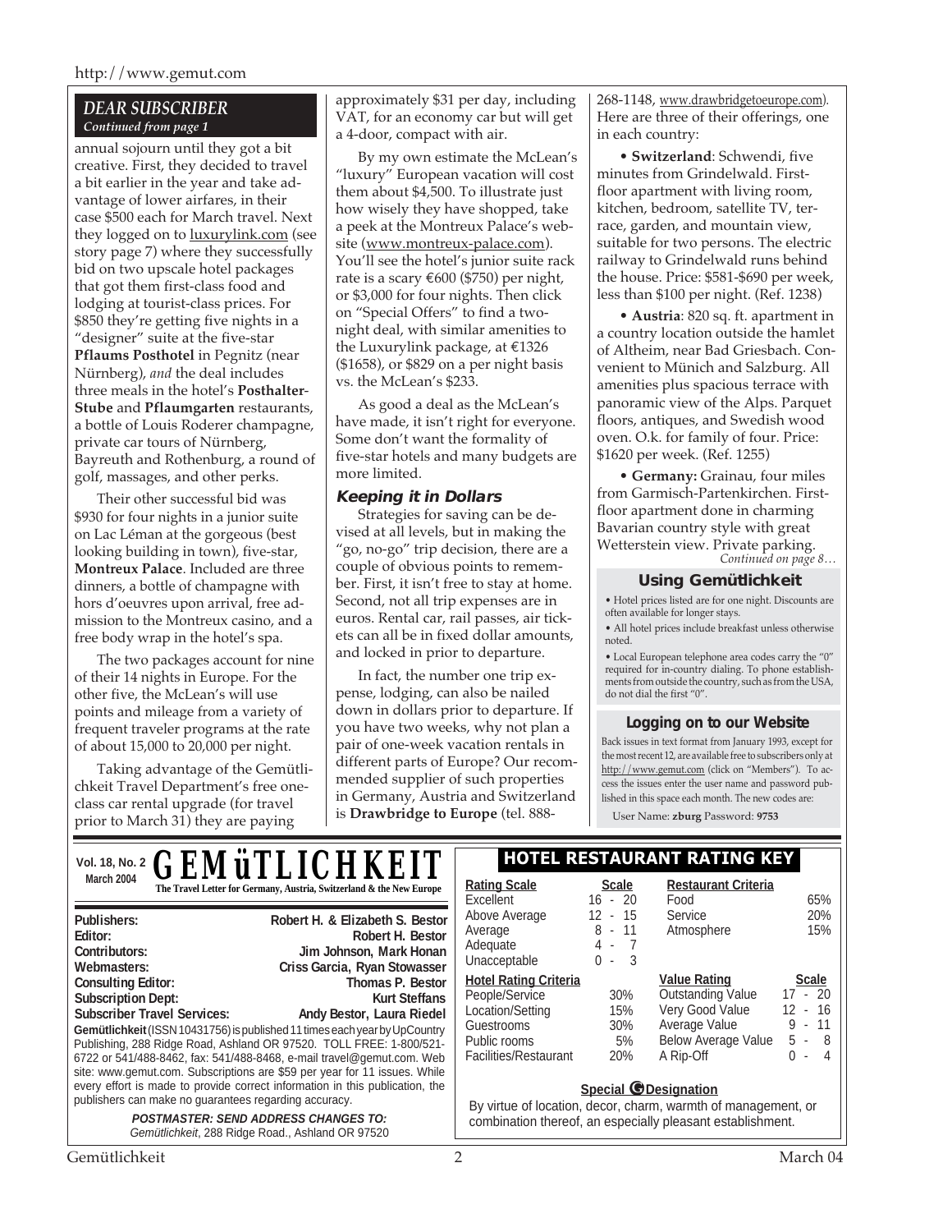## DEAR SUBSCRIBER

*Continued from page 1*

annual sojourn until they got a bit creative. First, they decided to travel a bit earlier in the year and take advantage of lower airfares, in their case $500 each for March travel. Next they logged on to luxurylink.com (see story page 7) where they successfully bid on two upscale hotel packages that got them first-class food and lodging at tourist-class prices. For $850 they're getting five nights in a "designer" suite at the five-star **Pflaums Posthotel** in Pegnitz (near Nürnberg), *and* the deal includes three meals in the hotel's **Posthalter-Stube** and **Pflaumgarten** restaurants, a bottle of Louis Roderer champagne, private car tours of Nürnberg, Bayreuth and Rothenburg, a round of golf, massages, and other perks.

Their other successful bid was $930 for four nights in a junior suite on Lac Léman at the gorgeous (best looking building in town), five-star, **Montreux Palace**. Included are three dinners, a bottle of champagne with hors d'oeuvres upon arrival, free admission to the Montreux casino, and a free body wrap in the hotel's spa.

The two packages account for nine of their 14 nights in Europe. For the other five, the McLean's will use points and mileage from a variety of frequent traveler programs at the rate of about 15,000 to 20,000 per night.

Taking advantage of the Gemütlichkeit Travel Department's free one-class car rental upgrade (for travel prior to March 31) they are paying approximately $31 per day, including VAT, for an economy car but will get a 4-door, compact with air.

By my own estimate the McLean's "luxury" European vacation will cost them about $4,500. To illustrate just how wisely they have shopped, take a peek at the Montreux Palace's website (www.montreux-palace.com). You'll see the hotel's junior suite rack rate is a scary €600 ($750) per night, or $3,000 for four nights. Then click on "Special Offers" to find a two-night deal, with similar amenities to the Luxurylink package, at €1326 ($1658), or $829 on a per night basis vs. the McLean's $233.

As good a deal as the McLean's have made, it isn't right for everyone. Some don't want the formality of five-star hotels and many budgets are more limited.

### Keeping it in Dollars

Strategies for saving can be devised at all levels, but in making the "go, no-go" trip decision, there are a couple of obvious points to remember. First, it isn't free to stay at home. Second, not all trip expenses are in euros. Rental car, rail passes, air tickets can all be in fixed dollar amounts, and locked in prior to departure.

In fact, the number one trip expense, lodging, can also be nailed down in dollars prior to departure. If you have two weeks, why not plan a pair of one-week vacation rentals in different parts of Europe? Our recommended supplier of such properties in Germany, Austria and Switzerland is **Drawbridge to Europe** (tel. 888-268-1148, www.drawbridgetoeurope.com). Here are three of their offerings, one in each country:

• **Switzerland**: Schwendi, five minutes from Grindelwald. First-floor apartment with living room, kitchen, bedroom, satellite TV, terrace, garden, and mountain view, suitable for two persons. The electric railway to Grindelwald runs behind the house. Price: $581-$690 per week, less than $100 per night. (Ref. 1238)

• **Austria**: 820 sq. ft. apartment in a country location outside the hamlet of Altheim, near Bad Griesbach. Convenient to Münich and Salzburg. All amenities plus spacious terrace with panoramic view of the Alps. Parquet floors, antiques, and Swedish wood oven. O.k. for family of four. Price: $1620 per week. (Ref. 1255)

• **Germany:** Grainau, four miles from Garmisch-Partenkirchen. First-floor apartment done in charming Bavarian country style with great Wetterstein view. Private parking.

*Continued on page 8…*

### Using Gemütlichkeit

• Hotel prices listed are for one night. Discounts are often available for longer stays.

• All hotel prices include breakfast unless otherwise noted.

• Local European telephone area codes carry the "0" required for in-country dialing. To phone establishments from outside the country, such as from the USA, do not dial the first "0".

### Logging on to our Website

Back issues in text format from January 1993, except for the most recent 12, are available free to subscribers only at http://www.gemut.com (click on "Members"). To access the issues enter the user name and password published in this space each month. The new codes are:

User Name: **zburg** Password: **9753**

## GEMüTLICHKEIT

Vol. 18, No. 2
March 2004

**The Travel Letter for Germany, Austria, Switzerland & the New Europe**

| | |
|---|---|
| **Publishers:** | **Robert H. & Elizabeth S. Bestor** |
| **Editor:** | **Robert H. Bestor** |
| **Contributors:** | **Jim Johnson, Mark Honan** |
| **Webmasters:** | **Criss Garcia, Ryan Stowasser** |
| **Consulting Editor:** | **Thomas P. Bestor** |
| **Subscription Dept:** | **Kurt Steffans** |
| **Subscriber Travel Services:** | **Andy Bestor, Laura Riedel** |

**Gemütlichkeit** (ISSN 10431756) is published 11 times each year by UpCountry Publishing, 288 Ridge Road, Ashland OR 97520. TOLL FREE: 1-800/521-6722 or 541/488-8462, fax: 541/488-8468, e-mail travel@gemut.com. Web site: www.gemut.com. Subscriptions are $59 per year for 11 issues. While every effort is made to provide correct information in this publication, the publishers can make no guarantees regarding accuracy.

***POSTMASTER: SEND ADDRESS CHANGES TO:***
*Gemütlichkeit*, 288 Ridge Road., Ashland OR 97520

## HOTEL RESTAURANT RATING KEY

| Rating Scale | Scale |
|---|---|
| Excellent | 16 - 20 |
| Above Average | 12 - 15 |
| Average | 8 - 11 |
| Adequate | 4 - 7 |
| Unacceptable | 0 - 3 |

| Restaurant Criteria | |
|---|---|
| Food | 65% |
| Service | 20% |
| Atmosphere | 15% |

| Hotel Rating Criteria | |
|---|---|
| People/Service | 30% |
| Location/Setting | 15% |
| Guestrooms | 30% |
| Public rooms | 5% |
| Facilities/Restaurant | 20% |

| Value Rating | Scale |
|---|---|
| Outstanding Value | 17 - 20 |
| Very Good Value | 12 - 16 |
| Average Value | 9 - 11 |
| Below Average Value | 5 - 8 |
| A Rip-Off | 0 - 4 |

**Special G Designation**

By virtue of location, decor, charm, warmth of management, or combination thereof, an especially pleasant establishment.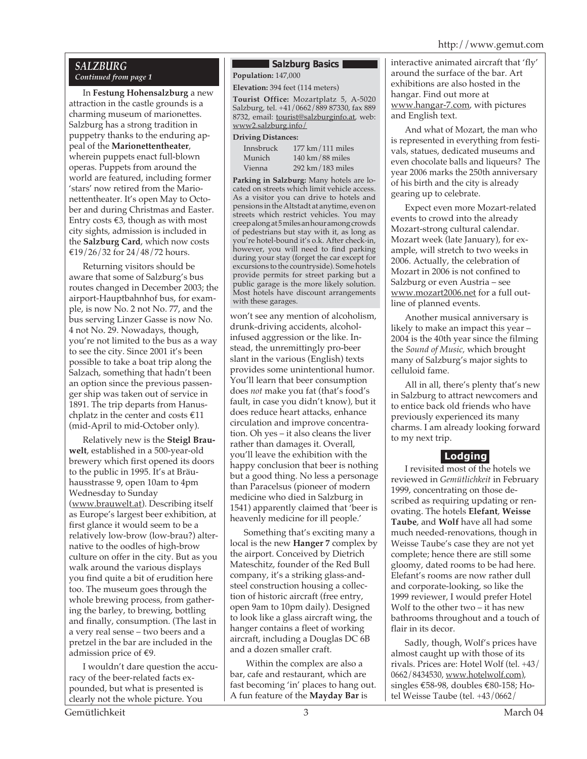## SALZBURG

*Continued from page 1*

In **Festung Hohensalzburg** a new attraction in the castle grounds is a charming museum of marionettes. Salzburg has a strong tradition in puppetry thanks to the enduring appeal of the **Marionettentheater**, wherein puppets enact full-blown operas. Puppets from around the world are featured, including former 'stars' now retired from the Marionettentheater. It's open May to October and during Christmas and Easter. Entry costs €3, though as with most city sights, admission is included in the **Salzburg Card**, which now costs €19/26/32 for 24/48/72 hours.

Returning visitors should be aware that some of Salzburg's bus routes changed in December 2003; the airport-Hauptbahnhof bus, for example, is now No. 2 not No. 77, and the bus serving Linzer Gasse is now No. 4 not No. 29. Nowadays, though, you're not limited to the bus as a way to see the city. Since 2001 it's been possible to take a boat trip along the Salzach, something that hadn't been an option since the previous passenger ship was taken out of service in 1891. The trip departs from Hanuschplatz in the center and costs €11 (mid-April to mid-October only).

Relatively new is the **Steigl Brauwelt**, established in a 500-year-old brewery which first opened its doors to the public in 1995. It's at Bräuhausstrasse 9, open 10am to 4pm Wednesday to Sunday (www.brauwelt.at). Describing itself as Europe's largest beer exhibition, at first glance it would seem to be a relatively low-brow (low-brau?) alternative to the oodles of high-brow culture on offer in the city. But as you walk around the various displays you find quite a bit of erudition here too. The museum goes through the whole brewing process, from gathering the barley, to brewing, bottling and finally, consumption. (The last in a very real sense – two beers and a pretzel in the bar are included in the admission price of €9.

I wouldn't dare question the accuracy of the beer-related facts expounded, but what is presented is clearly not the whole picture. You won't see any mention of alcoholism, drunk-driving accidents, alcohol-infused aggression or the like. Instead, the unremittingly pro-beer slant in the various (English) texts provides some unintentional humor. You'll learn that beer consumption does *not* make you fat (that's food's fault, in case you didn't know), but it does reduce heart attacks, enhance circulation and improve concentration. Oh yes – it also cleans the liver rather than damages it. Overall, you'll leave the exhibition with the happy conclusion that beer is nothing but a good thing. No less a personage than Paracelsus (pioneer of modern medicine who died in Salzburg in 1541) apparently claimed that 'beer is heavenly medicine for ill people.'

Something that's exciting many a local is the new **Hanger 7** complex by the airport. Conceived by Dietrich Mateschitz, founder of the Red Bull company, it's a striking glass-and-steel construction housing a collection of historic aircraft (free entry, open 9am to 10pm daily). Designed to look like a glass aircraft wing, the hanger contains a fleet of working aircraft, including a Douglas DC 6B and a dozen smaller craft.

Within the complex are also a bar, cafe and restaurant, which are fast becoming 'in' places to hang out. A fun feature of the **Mayday Bar** is interactive animated aircraft that 'fly' around the surface of the bar. Art exhibitions are also hosted in the hangar. Find out more at www.hangar-7.com, with pictures and English text.

And what of Mozart, the man who is represented in everything from festivals, statues, dedicated museums and even chocolate balls and liqueurs? The year 2006 marks the 250th anniversary of his birth and the city is already gearing up to celebrate.

Expect even more Mozart-related events to crowd into the already Mozart-strong cultural calendar. Mozart week (late January), for example, will stretch to two weeks in 2006. Actually, the celebration of Mozart in 2006 is not confined to Salzburg or even Austria – see www.mozart2006.net for a full outline of planned events.

Another musical anniversary is likely to make an impact this year – 2004 is the 40th year since the filming the *Sound of Music,* which brought many of Salzburg's major sights to celluloid fame.

All in all, there's plenty that's new in Salzburg to attract newcomers and to entice back old friends who have previously experienced its many charms. I am already looking forward to my next trip.

### Salzburg Basics

**Population:** 147,000

**Elevation:** 394 feet (114 meters)

**Tourist Office:** Mozartplatz 5, A-5020 Salzburg, tel. +41/0662/889 87330, fax 889 8732, email: tourist@salzburginfo.at, web: www2.salzburg.info/

**Driving Distances:**

| | |
|---|---|
| Innsbruck | 177 km/111 miles |
| Munich | 140 km/88 miles |
| Vienna | 292 km/183 miles |

**Parking in Salzburg:** Many hotels are located on streets which limit vehicle access. As a visitor you can drive to hotels and pensions in the Altstadt at anytime, even on streets which restrict vehicles. You may creep along at 5 miles an hour among crowds of pedestrians but stay with it, as long as you're hotel-bound it's o.k. After check-in, however, you will need to find parking during your stay (forget the car except for excursions to the countryside). Some hotels provide permits for street parking but a public garage is the more likely solution. Most hotels have discount arrangements with these garages.

### Lodging

I revisited most of the hotels we reviewed in *Gemütlichkeit* in February 1999, concentrating on those described as requiring updating or renovating. The hotels **Elefant**, **Weisse Taube**, and **Wolf** have all had some much needed-renovations, though in Weisse Taube's case they are not yet complete; hence there are still some gloomy, dated rooms to be had here. Elefant's rooms are now rather dull and corporate-looking, so like the 1999 reviewer, I would prefer Hotel Wolf to the other two – it has new bathrooms throughout and a touch of flair in its decor.

Sadly, though, Wolf's prices have almost caught up with those of its rivals. Prices are: Hotel Wolf (tel. +43/0662/8434530, www.hotelwolf.com), singles €58-98, doubles €80-158; Hotel Weisse Taube (tel. +43/0662/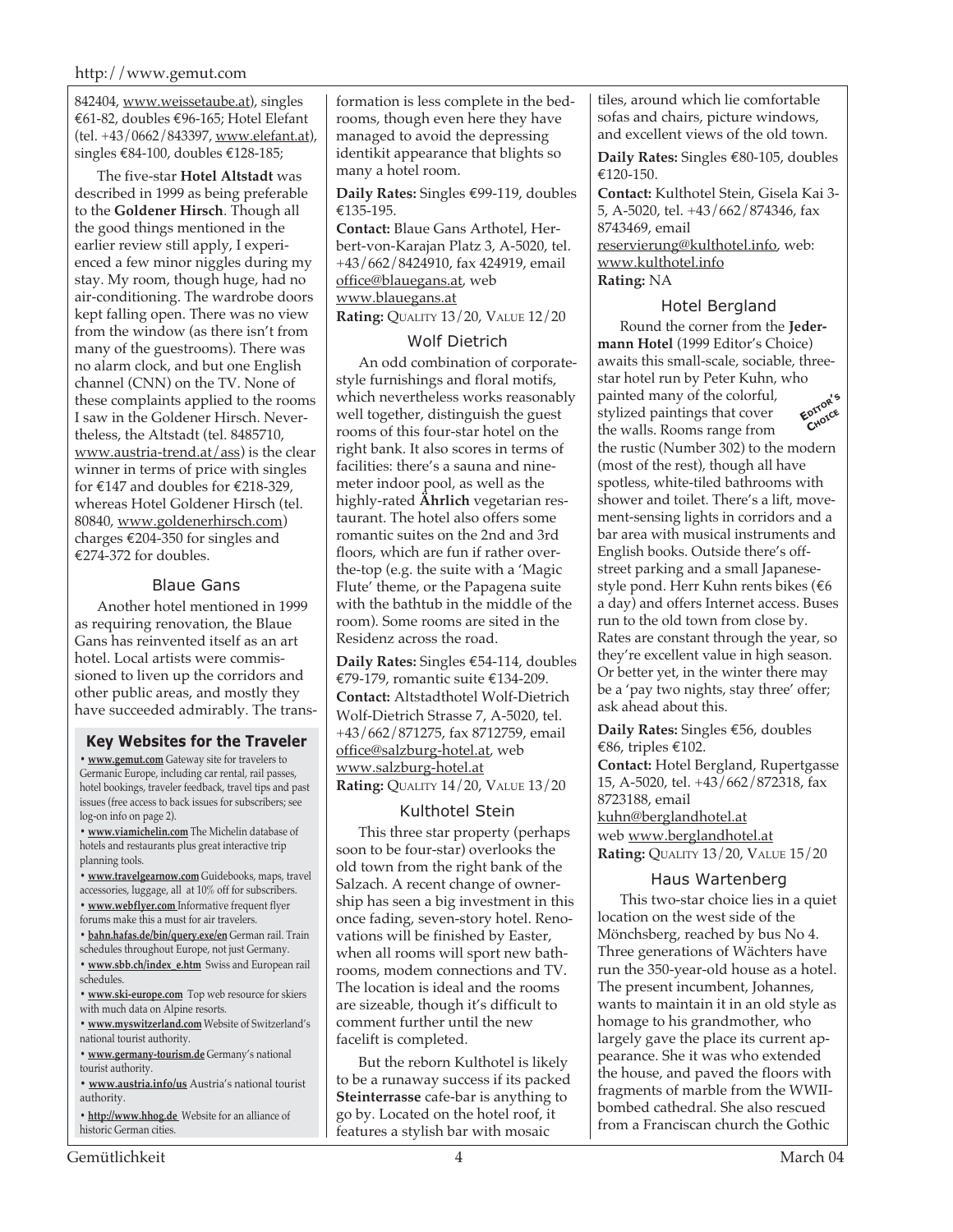842404, www.weissetaube.at), singles €61-82, doubles €96-165; Hotel Elefant (tel. +43/0662/843397, www.elefant.at), singles €84-100, doubles €128-185;

The five-star **Hotel Altstadt** was described in 1999 as being preferable to the **Goldener Hirsch**. Though all the good things mentioned in the earlier review still apply, I experienced a few minor niggles during my stay. My room, though huge, had no air-conditioning. The wardrobe doors kept falling open. There was no view from the window (as there isn't from many of the guestrooms). There was no alarm clock, and but one English channel (CNN) on the TV. None of these complaints applied to the rooms I saw in the Goldener Hirsch. Nevertheless, the Altstadt (tel. 8485710, www.austria-trend.at/ass) is the clear winner in terms of price with singles for €147 and doubles for €218-329, whereas Hotel Goldener Hirsch (tel. 80840, www.goldenerhirsch.com) charges €204-350 for singles and €274-372 for doubles.

### Blaue Gans

Another hotel mentioned in 1999 as requiring renovation, the Blaue Gans has reinvented itself as an art hotel. Local artists were commissioned to liven up the corridors and other public areas, and mostly they have succeeded admirably. The transformation is less complete in the bedrooms, though even here they have managed to avoid the depressing identikit appearance that blights so many a hotel room.

**Daily Rates:** Singles €99-119, doubles €135-195.

**Contact:** Blaue Gans Arthotel, Herbert-von-Karajan Platz 3, A-5020, tel. +43/662/8424910, fax 424919, email office@blauegans.at, web www.blauegans.at

**Rating:** Quality 13/20, Value 12/20

### Wolf Dietrich

An odd combination of corporate-style furnishings and floral motifs, which nevertheless works reasonably well together, distinguish the guest rooms of this four-star hotel on the right bank. It also scores in terms of facilities: there's a sauna and nine-meter indoor pool, as well as the highly-rated **Ährlich** vegetarian restaurant. The hotel also offers some romantic suites on the 2nd and 3rd floors, which are fun if rather over-the-top (e.g. the suite with a 'Magic Flute' theme, or the Papagena suite with the bathtub in the middle of the room). Some rooms are sited in the Residenz across the road.

**Daily Rates:** Singles €54-114, doubles €79-179, romantic suite €134-209.

**Contact:** Altstadthotel Wolf-Dietrich Wolf-Dietrich Strasse 7, A-5020, tel. +43/662/871275, fax 8712759, email office@salzburg-hotel.at, web www.salzburg-hotel.at

**Rating:** Quality 14/20, Value 13/20

### Kulthotel Stein

This three star property (perhaps soon to be four-star) overlooks the old town from the right bank of the Salzach. A recent change of ownership has seen a big investment in this once fading, seven-story hotel. Renovations will be finished by Easter, when all rooms will sport new bathrooms, modem connections and TV. The location is ideal and the rooms are sizeable, though it's difficult to comment further until the new facelift is completed.

But the reborn Kulthotel is likely to be a runaway success if its packed **Steinterrasse** cafe-bar is anything to go by. Located on the hotel roof, it features a stylish bar with mosaic tiles, around which lie comfortable sofas and chairs, picture windows, and excellent views of the old town.

**Daily Rates:** Singles €80-105, doubles €120-150.

**Contact:** Kulthotel Stein, Gisela Kai 3-5, A-5020, tel. +43/662/874346, fax 8743469, email reservierung@kulthotel.info, web: www.kulthotel.info

**Rating:** NA

### Hotel Bergland

*Editor's Choice*

Round the corner from the **Jedermann Hotel** (1999 Editor's Choice) awaits this small-scale, sociable, three-star hotel run by Peter Kuhn, who painted many of the colorful, stylized paintings that cover the walls. Rooms range from the rustic (Number 302) to the modern (most of the rest), though all have spotless, white-tiled bathrooms with shower and toilet. There's a lift, movement-sensing lights in corridors and a bar area with musical instruments and English books. Outside there's off-street parking and a small Japanese-style pond. Herr Kuhn rents bikes (€6 a day) and offers Internet access. Buses run to the old town from close by. Rates are constant through the year, so they're excellent value in high season. Or better yet, in the winter there may be a 'pay two nights, stay three' offer; ask ahead about this.

**Daily Rates:** Singles €56, doubles €86, triples €102.

**Contact:** Hotel Bergland, Rupertgasse 15, A-5020, tel. +43/662/872318, fax 8723188, email kuhn@berglandhotel.at web www.berglandhotel.at

**Rating:** Quality 13/20, Value 15/20

### Haus Wartenberg

This two-star choice lies in a quiet location on the west side of the Mönchsberg, reached by bus No 4. Three generations of Wächters have run the 350-year-old house as a hotel. The present incumbent, Johannes, wants to maintain it in an old style as homage to his grandmother, who largely gave the place its current appearance. She it was who extended the house, and paved the floors with fragments of marble from the WWII-bombed cathedral. She also rescued from a Franciscan church the Gothic

---

**Key Websites for the Traveler**

- **www.gemut.com** Gateway site for travelers to Germanic Europe, including car rental, rail passes, hotel bookings, traveler feedback, travel tips and past issues (free access to back issues for subscribers; see log-on info on page 2).
- **www.viamichelin.com** The Michelin database of hotels and restaurants plus great interactive trip planning tools.
- **www.travelgearnow.com** Guidebooks, maps, travel accessories, luggage, all at 10% off for subscribers.
- **www.webflyer.com** Informative frequent flyer forums make this a must for air travelers.
- **bahn.hafas.de/bin/query.exe/en** German rail. Train schedules throughout Europe, not just Germany.
- **www.sbb.ch/index_e.htm** Swiss and European rail schedules.
- **www.ski-europe.com** Top web resource for skiers with much data on Alpine resorts.
- **www.myswitzerland.com** Website of Switzerland's national tourist authority.
- **www.germany-tourism.de** Germany's national tourist authority.
- **www.austria.info/us** Austria's national tourist authority.
- **http://www.hhog.de** Website for an alliance of historic German cities.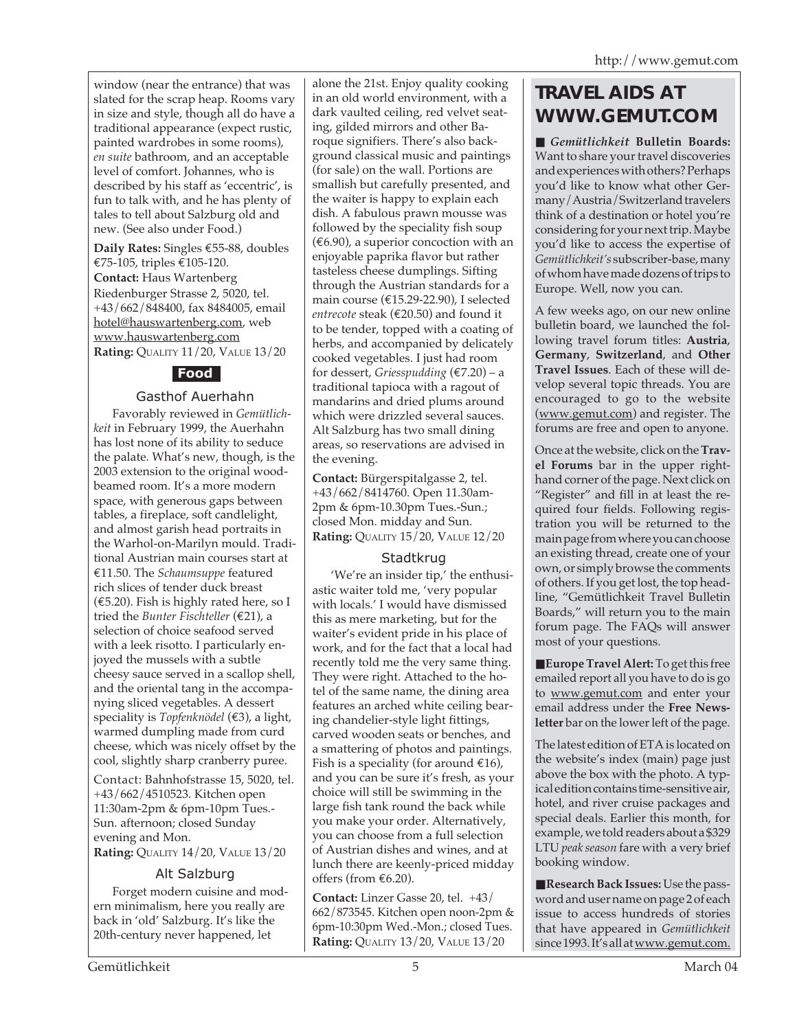window (near the entrance) that was slated for the scrap heap. Rooms vary in size and style, though all do have a traditional appearance (expect rustic, painted wardrobes in some rooms), *en suite* bathroom, and an acceptable level of comfort. Johannes, who is described by his staff as 'eccentric', is fun to talk with, and he has plenty of tales to tell about Salzburg old and new. (See also under Food.)

**Daily Rates:** Singles €55-88, doubles €75-105, triples €105-120.
**Contact:** Haus Wartenberg Riedenburger Strasse 2, 5020, tel. +43/662/848400, fax 8484005, email hotel@hauswartenberg.com, web www.hauswartenberg.com
**Rating:** QUALITY 11/20, VALUE 13/20

## Food

### Gasthof Auerhahn

Favorably reviewed in *Gemütlichkeit* in February 1999, the Auerhahn has lost none of its ability to seduce the palate. What's new, though, is the 2003 extension to the original wood-beamed room. It's a more modern space, with generous gaps between tables, a fireplace, soft candlelight, and almost garish head portraits in the Warhol-on-Marilyn mould. Traditional Austrian main courses start at €11.50. The *Schaumsuppe* featured rich slices of tender duck breast (€5.20). Fish is highly rated here, so I tried the *Bunter Fischteller* (€21), a selection of choice seafood served with a leek risotto. I particularly enjoyed the mussels with a subtle cheesy sauce served in a scallop shell, and the oriental tang in the accompanying sliced vegetables. A dessert speciality is *Topfenknödel* (€3), a light, warmed dumpling made from curd cheese, which was nicely offset by the cool, slightly sharp cranberry puree.

Contact: Bahnhofstrasse 15, 5020, tel. +43/662/4510523. Kitchen open 11:30am-2pm & 6pm-10pm Tues.-Sun. afternoon; closed Sunday evening and Mon.
**Rating:** QUALITY 14/20, VALUE 13/20

### Alt Salzburg

Forget modern cuisine and modern minimalism, here you really are back in 'old' Salzburg. It's like the 20th-century never happened, let alone the 21st. Enjoy quality cooking in an old world environment, with a dark vaulted ceiling, red velvet seating, gilded mirrors and other Baroque signifiers. There's also background classical music and paintings (for sale) on the wall. Portions are smallish but carefully presented, and the waiter is happy to explain each dish. A fabulous prawn mousse was followed by the speciality fish soup (€6.90), a superior concoction with an enjoyable paprika flavor but rather tasteless cheese dumplings. Sifting through the Austrian standards for a main course (€15.29-22.90), I selected *entrecote* steak (€20.50) and found it to be tender, topped with a coating of herbs, and accompanied by delicately cooked vegetables. I just had room for dessert, *Griesspudding* (€7.20) – a traditional tapioca with a ragout of mandarins and dried plums around which were drizzled several sauces. Alt Salzburg has two small dining areas, so reservations are advised in the evening.

**Contact:** Bürgerspitalgasse 2, tel. +43/662/8414760. Open 11.30am-2pm & 6pm-10.30pm Tues.-Sun.; closed Mon. midday and Sun.
**Rating:** QUALITY 15/20, VALUE 12/20

### Stadtkrug

'We're an insider tip,' the enthusiastic waiter told me, 'very popular with locals.' I would have dismissed this as mere marketing, but for the waiter's evident pride in his place of work, and for the fact that a local had recently told me the very same thing. They were right. Attached to the hotel of the same name, the dining area features an arched white ceiling bearing chandelier-style light fittings, carved wooden seats or benches, and a smattering of photos and paintings. Fish is a speciality (for around €16), and you can be sure it's fresh, as your choice will still be swimming in the large fish tank round the back while you make your order. Alternatively, you can choose from a full selection of Austrian dishes and wines, and at lunch there are keenly-priced midday offers (from €6.20).

**Contact:** Linzer Gasse 20, tel. +43/662/873545. Kitchen open noon-2pm & 6pm-10:30pm Wed.-Mon.; closed Tues.
**Rating:** QUALITY 13/20, VALUE 13/20

## TRAVEL AIDS AT WWW.GEMUT.COM

■ ***Gemütlichkeit* Bulletin Boards:** Want to share your travel discoveries and experiences with others? Perhaps you'd like to know what other Germany/Austria/Switzerland travelers think of a destination or hotel you're considering for your next trip. Maybe you'd like to access the expertise of *Gemütlichkeit's* subscriber-base, many of whom have made dozens of trips to Europe. Well, now you can.

A few weeks ago, on our new online bulletin board, we launched the following travel forum titles: **Austria**, **Germany**, **Switzerland**, and **Other Travel Issues**. Each of these will develop several topic threads. You are encouraged to go to the website (www.gemut.com) and register. The forums are free and open to anyone.

Once at the website, click on the **Travel Forums** bar in the upper right-hand corner of the page. Next click on "Register" and fill in at least the required four fields. Following registration you will be returned to the main page from where you can choose an existing thread, create one of your own, or simply browse the comments of others. If you get lost, the top headline, "Gemütlichkeit Travel Bulletin Boards," will return you to the main forum page. The FAQs will answer most of your questions.

■ **Europe Travel Alert:** To get this free emailed report all you have to do is go to www.gemut.com and enter your email address under the **Free Newsletter** bar on the lower left of the page.

The latest edition of ETA is located on the website's index (main) page just above the box with the photo. A typical edition contains time-sensitive air, hotel, and river cruise packages and special deals. Earlier this month, for example, we told readers about a $329 LTU *peak season* fare with a very brief booking window.

■ **Research Back Issues:** Use the password and user name on page 2 of each issue to access hundreds of stories that have appeared in *Gemütlichkeit* since 1993. It's all at www.gemut.com.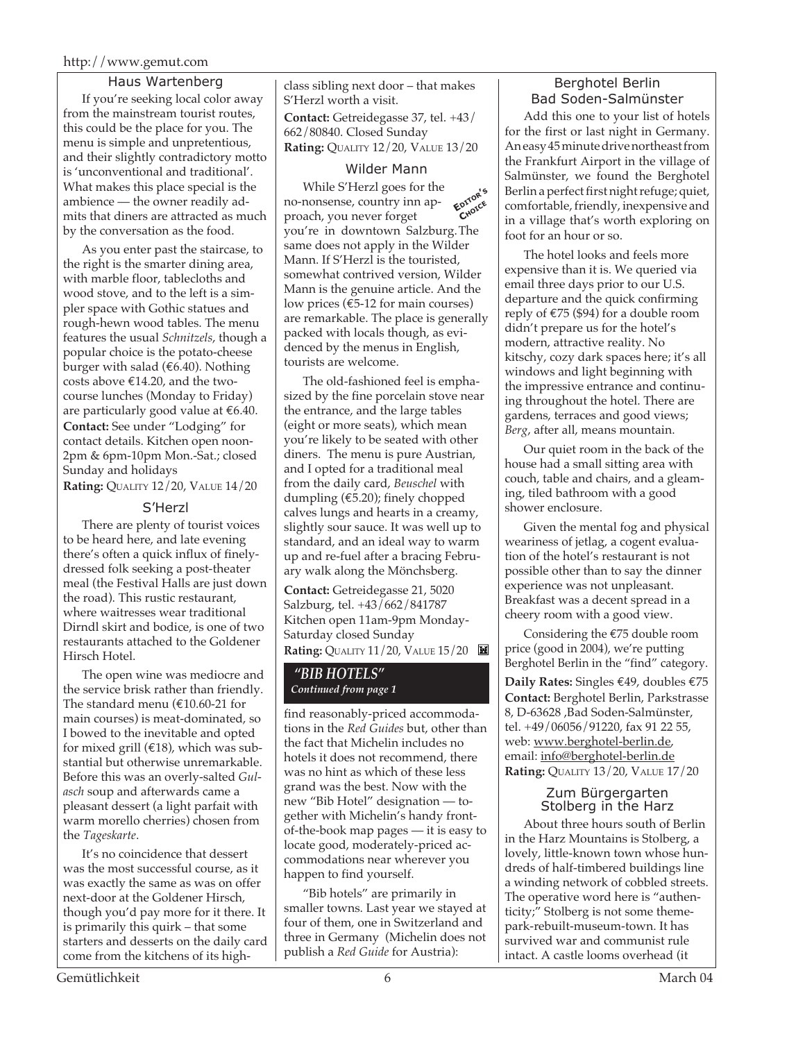### Haus Wartenberg

If you're seeking local color away from the mainstream tourist routes, this could be the place for you. The menu is simple and unpretentious, and their slightly contradictory motto is 'unconventional and traditional'. What makes this place special is the ambience — the owner readily admits that diners are attracted as much by the conversation as the food.

As you enter past the staircase, to the right is the smarter dining area, with marble floor, tablecloths and wood stove, and to the left is a simpler space with Gothic statues and rough-hewn wood tables. The menu features the usual *Schnitzels*, though a popular choice is the potato-cheese burger with salad (€6.40). Nothing costs above €14.20, and the two-course lunches (Monday to Friday) are particularly good value at €6.40.

**Contact:** See under "Lodging" for contact details. Kitchen open noon-2pm & 6pm-10pm Mon.-Sat.; closed Sunday and holidays

**Rating:** QUALITY 12/20, VALUE 14/20

### S'Herzl

There are plenty of tourist voices to be heard here, and late evening there's often a quick influx of finely-dressed folk seeking a post-theater meal (the Festival Halls are just down the road). This rustic restaurant, where waitresses wear traditional Dirndl skirt and bodice, is one of two restaurants attached to the Goldener Hirsch Hotel.

The open wine was mediocre and the service brisk rather than friendly. The standard menu (€10.60-21 for main courses) is meat-dominated, so I bowed to the inevitable and opted for mixed grill (€18), which was substantial but otherwise unremarkable. Before this was an overly-salted *Gulasch* soup and afterwards came a pleasant dessert (a light parfait with warm morello cherries) chosen from the *Tageskarte*.

It's no coincidence that dessert was the most successful course, as it was exactly the same as was on offer next-door at the Goldener Hirsch, though you'd pay more for it there. It is primarily this quirk – that some starters and desserts on the daily card come from the kitchens of its high-class sibling next door – that makes S'Herzl worth a visit.

**Contact:** Getreidegasse 37, tel. +43/662/80840. Closed Sunday

**Rating:** QUALITY 12/20, VALUE 13/20

### Wilder Mann

EDITOR'S CHOICE

While S'Herzl goes for the no-nonsense, country inn approach, you never forget you're in downtown Salzburg. The same does not apply in the Wilder Mann. If S'Herzl is the touristed, somewhat contrived version, Wilder Mann is the genuine article. And the low prices (€5-12 for main courses) are remarkable. The place is generally packed with locals though, as evidenced by the menus in English, tourists are welcome.

The old-fashioned feel is emphasized by the fine porcelain stove near the entrance, and the large tables (eight or more seats), which mean you're likely to be seated with other diners. The menu is pure Austrian, and I opted for a traditional meal from the daily card, *Beuschel* with dumpling (€5.20); finely chopped calves lungs and hearts in a creamy, slightly sour sauce. It was well up to standard, and an ideal way to warm up and re-fuel after a bracing February walk along the Mönchsberg.

**Contact:** Getreidegasse 21, 5020 Salzburg, tel. +43/662/841787 Kitchen open 11am-9pm Monday-Saturday closed Sunday

**Rating:** QUALITY 11/20, VALUE 15/20

## "BIB HOTELS"

*Continued from page 1*

find reasonably-priced accommodations in the *Red Guides* but, other than the fact that Michelin includes no hotels it does not recommend, there was no hint as which of these less grand was the best. Now with the new "Bib Hotel" designation — together with Michelin's handy front-of-the-book map pages — it is easy to locate good, moderately-priced accommodations near wherever you happen to find yourself.

"Bib hotels" are primarily in smaller towns. Last year we stayed at four of them, one in Switzerland and three in Germany (Michelin does not publish a *Red Guide* for Austria):

### Berghotel Berlin
### Bad Soden-Salmünster

Add this one to your list of hotels for the first or last night in Germany. An easy 45 minute drive northeast from the Frankfurt Airport in the village of Salmünster, we found the Berghotel Berlin a perfect first night refuge; quiet, comfortable, friendly, inexpensive and in a village that's worth exploring on foot for an hour or so.

The hotel looks and feels more expensive than it is. We queried via email three days prior to our U.S. departure and the quick confirming reply of €75 ($94) for a double room didn't prepare us for the hotel's modern, attractive reality. No kitschy, cozy dark spaces here; it's all windows and light beginning with the impressive entrance and continuing throughout the hotel. There are gardens, terraces and good views; *Berg*, after all, means mountain.

Our quiet room in the back of the house had a small sitting area with couch, table and chairs, and a gleaming, tiled bathroom with a good shower enclosure.

Given the mental fog and physical weariness of jetlag, a cogent evaluation of the hotel's restaurant is not possible other than to say the dinner experience was not unpleasant. Breakfast was a decent spread in a cheery room with a good view.

Considering the €75 double room price (good in 2004), we're putting Berghotel Berlin in the "find" category.

**Daily Rates:** Singles €49, doubles €75

**Contact:** Berghotel Berlin, Parkstrasse 8, D-63628 ,Bad Soden-Salmünster, tel. +49/06056/91220, fax 91 22 55, web: www.berghotel-berlin.de, email: info@berghotel-berlin.de

**Rating:** QUALITY 13/20, VALUE 17/20

### Zum Bürgergarten
### Stolberg in the Harz

About three hours south of Berlin in the Harz Mountains is Stolberg, a lovely, little-known town whose hundreds of half-timbered buildings line a winding network of cobbled streets. The operative word here is "authenticity;" Stolberg is not some theme-park-rebuilt-museum-town. It has survived war and communist rule intact. A castle looms overhead (it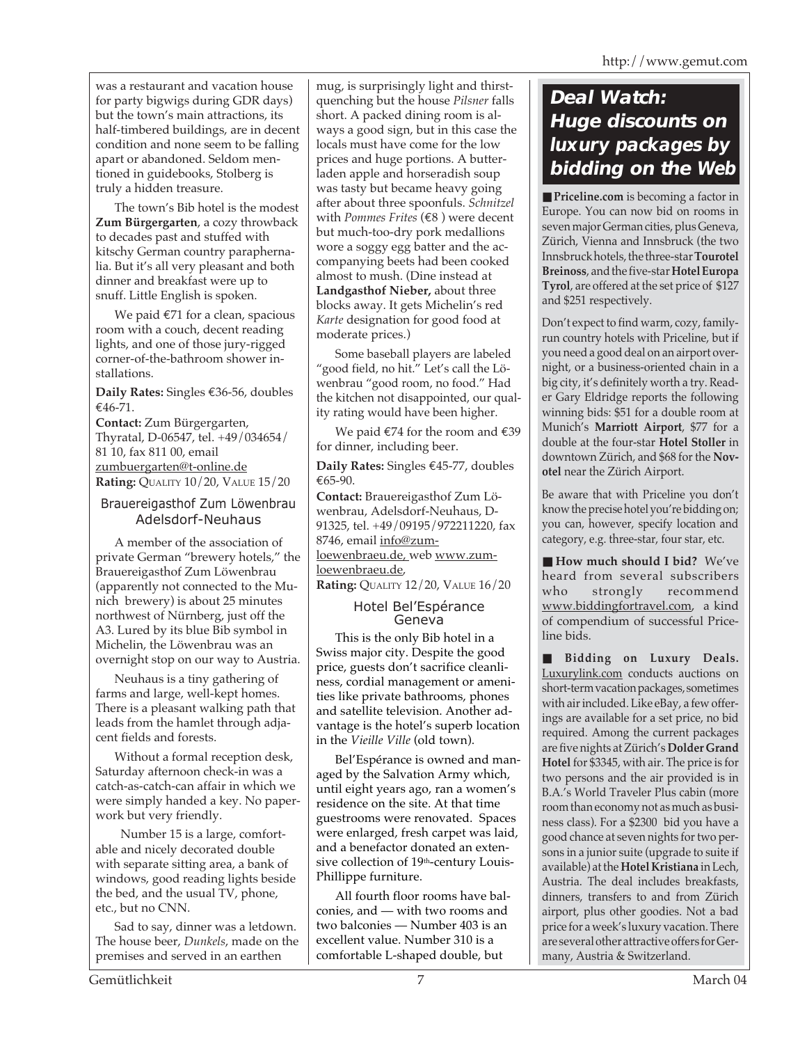was a restaurant and vacation house for party bigwigs during GDR days) but the town's main attractions, its half-timbered buildings, are in decent condition and none seem to be falling apart or abandoned. Seldom mentioned in guidebooks, Stolberg is truly a hidden treasure.

The town's Bib hotel is the modest **Zum Bürgergarten**, a cozy throwback to decades past and stuffed with kitschy German country paraphernalia. But it's all very pleasant and both dinner and breakfast were up to snuff. Little English is spoken.

We paid €71 for a clean, spacious room with a couch, decent reading lights, and one of those jury-rigged corner-of-the-bathroom shower installations.

**Daily Rates:** Singles €36-56, doubles €46-71.

**Contact:** Zum Bürgergarten, Thyratal, D-06547, tel. +49/034654/ 81 10, fax 811 00, email zumbuergarten@t-online.de

**Rating:** QUALITY 10/20, VALUE 15/20

### Brauereigasthof Zum Löwenbrau Adelsdorf-Neuhaus

A member of the association of private German "brewery hotels," the Brauereigasthof Zum Löwenbrau (apparently not connected to the Munich brewery) is about 25 minutes northwest of Nürnberg, just off the A3. Lured by its blue Bib symbol in Michelin, the Löwenbrau was an overnight stop on our way to Austria.

Neuhaus is a tiny gathering of farms and large, well-kept homes. There is a pleasant walking path that leads from the hamlet through adjacent fields and forests.

Without a formal reception desk, Saturday afternoon check-in was a catch-as-catch-can affair in which we were simply handed a key. No paperwork but very friendly.

Number 15 is a large, comfortable and nicely decorated double with separate sitting area, a bank of windows, good reading lights beside the bed, and the usual TV, phone, etc., but no CNN.

Sad to say, dinner was a letdown. The house beer, *Dunkels*, made on the premises and served in an earthen mug, is surprisingly light and thirst-quenching but the house *Pilsner* falls short. A packed dining room is always a good sign, but in this case the locals must have come for the low prices and huge portions. A butter-laden apple and horseradish soup was tasty but became heavy going after about three spoonfuls. *Schnitzel* with *Pommes Frites* (€8 ) were decent but much-too-dry pork medallions wore a soggy egg batter and the accompanying beets had been cooked almost to mush. (Dine instead at **Landgasthof Nieber,** about three blocks away. It gets Michelin's red *Karte* designation for good food at moderate prices.)

Some baseball players are labeled "good field, no hit." Let's call the Löwenbrau "good room, no food." Had the kitchen not disappointed, our quality rating would have been higher.

We paid €74 for the room and €39 for dinner, including beer.

**Daily Rates:** Singles €45-77, doubles €65-90.

**Contact:** Brauereigasthof Zum Löwenbrau, Adelsdorf-Neuhaus, D-91325, tel. +49/09195/972211220, fax 8746, email info@zum-loewenbraeu.de, web www.zum-loewenbraeu.de,

**Rating:** QUALITY 12/20, VALUE 16/20

### Hotel Bel'Espérance Geneva

This is the only Bib hotel in a Swiss major city. Despite the good price, guests don't sacrifice cleanliness, cordial management or amenities like private bathrooms, phones and satellite television. Another advantage is the hotel's superb location in the *Vieille Ville* (old town).

Bel'Espérance is owned and managed by the Salvation Army which, until eight years ago, ran a women's residence on the site. At that time guestrooms were renovated. Spaces were enlarged, fresh carpet was laid, and a benefactor donated an extensive collection of 19th-century Louis-Phillippe furniture.

All fourth floor rooms have balconies, and — with two rooms and two balconies — Number 403 is an excellent value. Number 310 is a comfortable L-shaped double, but

## Deal Watch: Huge discounts on luxury packages by bidding on the Web

■ **Priceline.com** is becoming a factor in Europe. You can now bid on rooms in seven major German cities, plus Geneva, Zürich, Vienna and Innsbruck (the two Innsbruck hotels, the three-star **Tourotel Breinoss**, and the five-star **Hotel Europa Tyrol**, are offered at the set price of $127 and $251 respectively.

Don't expect to find warm, cozy, family-run country hotels with Priceline, but if you need a good deal on an airport overnight, or a business-oriented chain in a big city, it's definitely worth a try. Reader Gary Eldridge reports the following winning bids: $51 for a double room at Munich's **Marriott Airport**, $77 for a double at the four-star **Hotel Stoller** in downtown Zürich, and $68 for the **Novotel** near the Zürich Airport.

Be aware that with Priceline you don't know the precise hotel you're bidding on; you can, however, specify location and category, e.g. three-star, four star, etc.

■ **How much should I bid?** We've heard from several subscribers who strongly recommend www.biddingfortravel.com, a kind of compendium of successful Priceline bids.

■ **Bidding on Luxury Deals.** Luxurylink.com conducts auctions on short-term vacation packages, sometimes with air included. Like eBay, a few offerings are available for a set price, no bid required. Among the current packages are five nights at Zürich's **Dolder Grand Hotel** for $3345, with air. The price is for two persons and the air provided is in B.A.'s World Traveler Plus cabin (more room than economy not as much as business class). For a $2300 bid you have a good chance at seven nights for two persons in a junior suite (upgrade to suite if available) at the **Hotel Kristiana** in Lech, Austria. The deal includes breakfasts, dinners, transfers to and from Zürich airport, plus other goodies. Not a bad price for a week's luxury vacation. There are several other attractive offers for Germany, Austria & Switzerland.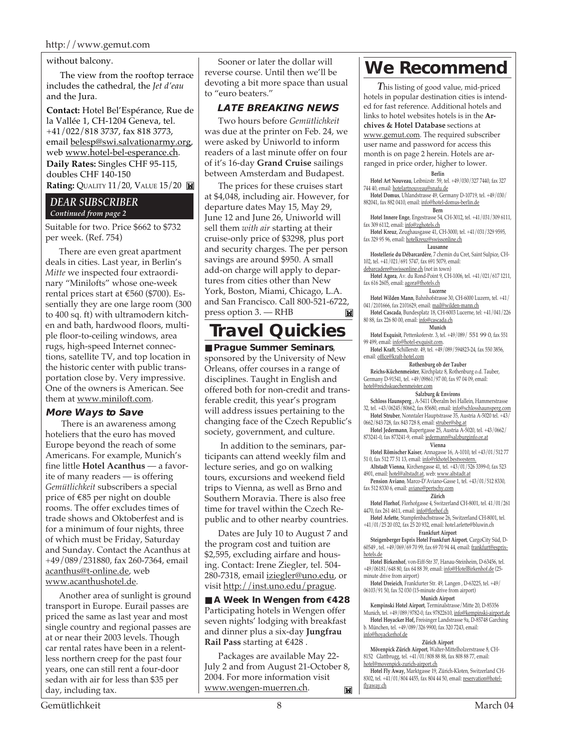without balcony.

The view from the rooftop terrace includes the cathedral, the *Jet d'eau* and the Jura.

**Contact:** Hotel Bel'Espérance, Rue de la Vallée 1, CH-1204 Geneva, tel. +41/022/818 3737, fax 818 3773, email belesp@swi.salvationarmy.org, web www.hotel-bel-esperance.ch.
**Daily Rates:** Singles CHF 95-115, doubles CHF 140-150
**Rating:** QUALITY 11/20, VALUE 15/20

### DEAR SUBSCRIBER
*Continued from page 2*

Suitable for two. Price $662 to $732 per week. (Ref. 754)

There are even great apartment deals in cities. Last year, in Berlin's *Mitte* we inspected four extraordinary "Minilofts" whose one-week rental prices start at €560 ($700). Essentially they are one large room (300 to 400 sq. ft) with ultramodern kitchen and bath, hardwood floors, multiple floor-to-ceiling windows, area rugs, high-speed Internet connections, satellite TV, and top location in the historic center with public transportation close by. Very impressive. One of the owners is American. See them at www.miniloft.com.

#### More Ways to Save

There is an awareness among hoteliers that the euro has moved Europe beyond the reach of some Americans. For example, Munich's fine little **Hotel Acanthus** — a favorite of many readers — is offering *Gemütlichkeit* subscribers a special price of €85 per night on double rooms. The offer excludes times of trade shows and Oktoberfest and is for a minimum of four nights, three of which must be Friday, Saturday and Sunday. Contact the Acanthus at +49/089/231880, fax 260-7364, email acanthus@t-online.de, web www.acanthushotel.de.

Another area of sunlight is ground transport in Europe. Eurail passes are priced the same as last year and most single country and regional passes are at or near their 2003 levels. Though car rental rates have been in a relentless northern creep for the past four years, one can still rent a four-door sedan with air for less than $35 per day, including tax.

Sooner or later the dollar will reverse course. Until then we'll be devoting a bit more space than usual to "euro beaters."

#### LATE BREAKING NEWS

Two hours before *Gemütlichkeit* was due at the printer on Feb. 24, we were asked by Uniworld to inform readers of a last minute offer on four of it's 16-day **Grand Cruise** sailings between Amsterdam and Budapest.

The prices for these cruises start at $4,048, including air. However, for departure dates May 15, May 29, June 12 and June 26, Uniworld will sell them *with air* starting at their cruise-only price of $3298, plus port and security charges. The per person savings are around $950. A small add-on charge will apply to departures from cities other than New York, Boston, Miami, Chicago, L.A. and San Francisco. Call 800-521-6722, press option 3. — RHB

## Travel Quickies

■ **Prague Summer Seminars**, sponsored by the University of New Orleans, offer courses in a range of disciplines. Taught in English and offered both for non-credit and transferable credit, this year's program will address issues pertaining to the changing face of the Czech Republic's society, government, and culture.

In addition to the seminars, participants can attend weekly film and lecture series, and go on walking tours, excursions and weekend field trips to Vienna, as well as Brno and Southern Moravia. There is also free time for travel within the Czech Republic and to other nearby countries.

Dates are July 10 to August 7 and the program cost and tuition are $2,595, excluding airfare and housing. Contact: Irene Ziegler, tel. 504-280-7318, email iziegler@uno.edu, or visit http://inst.uno.edu/prague.

■ **A Week In Wengen from €428** Participating hotels in Wengen offer seven nights' lodging with breakfast and dinner plus a six-day **Jungfrau Rail Pass** starting at €428 .

Packages are available May 22-July 2 and from August 21-October 8, 2004. For more information visit www.wengen-muerren.ch.

## We Recommend

*This* listing of good value, mid-priced hotels in popular destination cities is intended for fast reference. Additional hotels and links to hotel websites hotels is in the **Archives & Hotel Database** sections at www.gemut.com. The required subscriber user name and password for access this month is on page 2 herein. Hotels are arranged in price order, higher to lower.

**Berlin**

**Hotel Art Nouveau**, Leibnizstr. 59, tel. +49/030/327 7440, fax 327 744 40, email: hotelartnouveau@snafu.de

**Hotel Domus**, Uhlandstrasse 49, Germany D-10719, tel. +49/030/882041, fax 882 0410, email: info@hotel-domus-berlin.de

**Bern**

**Hotel Innere Enge**, Engestrasse 54, CH-3012, tel. +41/031/309 6111, fax 309 6112, email: info@zghotels.ch

**Hotel Kreuz**, Zeughausgasse 41, CH-3000, tel. +41/031/329 9595, fax 329 95 96, email: hotelkreuz@swissonline.ch

**Lausanne**

**Hostellerie du Débarcardère**, 7 chemin du Cret, Saint Sulpice, CH-102, tel. +41/021/691 5747, fax 691 5079, email: debarcadere@swissonline.ch (not in town)

**Hotel Agora**, Av. du Rond-Point 9, CH-1006, tel. +41/021/617 1211, fax 616 2605, email: agora@fhotels.ch

**Lucerne**

**Hotel Wilden Mann**, Bahnhofstrasse 30, CH-6000 Luzern, tel. +41/041/2101666, fax 2101629, email: mail@wilden-mann.ch

**Hotel Cascada**, Bundesplatz 18, CH-6003 Lucerne, tel: +41/041/226 80 88, fax 226 80 00, email: info@cascada.ch

**Munich**

**Hotel Exquisit**, Pettenkoferstr. 3, tel. +49/089/ 551 99 0, fax 551 99 499, email: info@hotel-exquisit.com.

**Hotel Kraft**, Schillerstr. 49, tel. +49/089/594823-24, fax 550 3856, email: office@kraft-hotel.com

**Rothenburg ob der Tauber**

**Reichs-Küchenmeister**, Kirchplatz 8, Rothenburg o.d. Tauber, Germany D-91541, tel. +49/09861/97 00, fax 97 04 09, email: hotel@reichskuechenmeister.com

**Salzburg & Environs**

**Schloss Haunsperg** , A-5411 Oberalm bei Hallein, Hammerstrasse 32, tel. +43/06245/80662, fax 85680, email: info@schlosshaunsperg.com

**Hotel Struber**, Nonntaler Hauptstrasse 35, Austria A-5020 tel. +43/0662/843 728, fax 843 728 8, email: struber@sbg.at

**Hotel Jedermann**, Rupertgasse 25, Austria A-5020, tel. +43/0662/873241-0, fax 873241-9, email: jedermann@salzburginfo.or.at

**Vienna**

**Hotel Römischer Kaiser**, Annagasse 16, A-1010, tel +43/01/512 77 51 0, fax 512 77 51 13, email: info@rkhotel.bestwestern.

**Altstadt Vienna**, Kirchengasse 41, tel. +43/01/526 3399-0, fax 523 4901, email: hotel@altstadt.at, web: www.altstadt.at

**Pension Aviano**, Marco-D'Aviano-Gasse 1, tel. +43/01/512 8330, fax 512 8330 6, email: aviano@pertschy.com

**Zürich**

**Hotel Florhof**, Florhofgasse 4, Switzerland CH-8001, tel. 41/01/261 4470, fax 261 4611, email: info@florhof.ch

**Hotel Arlette**, Stampfenbachstrasse 26, Switzerland CH-8001, tel. +41/01/25 20 032, fax 25 20 932, email: hotel.arlette@bluwin.ch

**Frankfurt Airport**

**Steigenberger Esprix Hotel Frankfurt Airport**, CargoCity Süd, D-60549 , tel. +49/069/69 70 99, fax 69 70 94 44, email: frankfurt@esprix-hotels.de

**Hotel Birkenhof**, von-Eiff-Str 37, Hanau-Steinheim, D-63456, tel. +49/06181/648 80, fax 64 88 39, email: info@HotelBirkenhof.de (25-minute drive from airport)

**Hotel Dreieich**, Frankfurter Str. 49, Langen , D-63225, tel. +49/06103/91 50, fax 52 030 (15-minute drive from airport)

**Munich Airport**

**Kempinski Hotel Airport**, Terminalstrasse/Mitte 20, D-85356 Munich, tel. +49/089/9782-0, fax 97822610, info@kempinski-airport.de

**Hotel Hoyacker Hof,** Freisinger Landstrasse 9a, D-85748 Garching b. München, tel. +49/089/326 9900, fax 320 7243, email: info@hoyackerhof.de

**Zürich Airport**

**Mövenpick Zürich Airport**, Walter-Mittelholzerstrasse 8, CH-8152 Glattbrugg, tel. +41/01/808 88 88, fax 808 88 77, email: hotel@movenpick-zurich-airport.ch

**Hotel Fly Away,** Marktgasse 19, Zürich-Kloten, Switzerland CH-8302, tel. +41/01/804 4455, fax 804 44 50, email: reservation@hotel-flyaway.ch